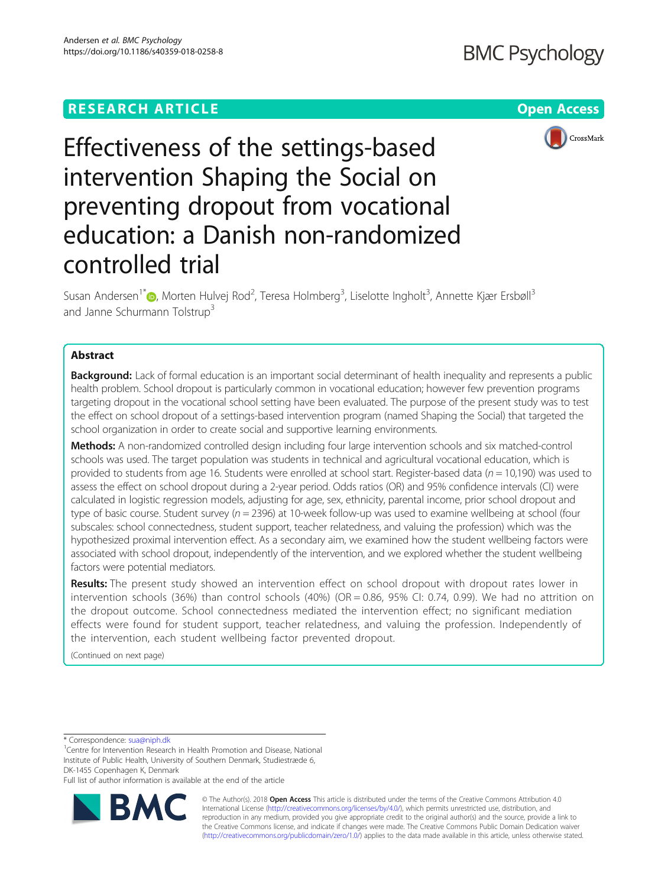RESEARCH ARTICLE

Open Access

# Effectiveness of the settings-based intervention Shaping the Social on preventing dropout from vocational education: a Danish non-randomized controlled trial

Susan Andersen[1*], Morten Hulvej Rod[2], Teresa Holmberg[3], Liselotte Ingholt[3], Annette Kjær Ersbøll[3] and Janne Schurmann Tolstrup[3]

## Abstract

**Background:** Lack of formal education is an important social determinant of health inequality and represents a public health problem. School dropout is particularly common in vocational education; however few prevention programs targeting dropout in the vocational school setting have been evaluated. The purpose of the present study was to test the effect on school dropout of a settings-based intervention program (named Shaping the Social) that targeted the school organization in order to create social and supportive learning environments.

**Methods:** A non-randomized controlled design including four large intervention schools and six matched-control schools was used. The target population was students in technical and agricultural vocational education, which is provided to students from age 16. Students were enrolled at school start. Register-based data ($n = 10{,}190$) was used to assess the effect on school dropout during a 2-year period. Odds ratios (OR) and 95% confidence intervals (CI) were calculated in logistic regression models, adjusting for age, sex, ethnicity, parental income, prior school dropout and type of basic course. Student survey ($n = 2396$) at 10-week follow-up was used to examine wellbeing at school (four subscales: school connectedness, student support, teacher relatedness, and valuing the profession) which was the hypothesized proximal intervention effect. As a secondary aim, we examined how the student wellbeing factors were associated with school dropout, independently of the intervention, and we explored whether the student wellbeing factors were potential mediators.

**Results:** The present study showed an intervention effect on school dropout with dropout rates lower in intervention schools (36%) than control schools (40%) (OR = 0.86, 95% CI: 0.74, 0.99). We had no attrition on the dropout outcome. School connectedness mediated the intervention effect; no significant mediation effects were found for student support, teacher relatedness, and valuing the profession. Independently of the intervention, each student wellbeing factor prevented dropout.

(Continued on next page)

\* Correspondence: sua@niph.dk

[1]Centre for Intervention Research in Health Promotion and Disease, National Institute of Public Health, University of Southern Denmark, Studiestræde 6, DK-1455 Copenhagen K, Denmark

Full list of author information is available at the end of the article

© The Author(s). 2018 **Open Access** This article is distributed under the terms of the Creative Commons Attribution 4.0 International License (http://creativecommons.org/licenses/by/4.0/), which permits unrestricted use, distribution, and reproduction in any medium, provided you give appropriate credit to the original author(s) and the source, provide a link to the Creative Commons license, and indicate if changes were made. The Creative Commons Public Domain Dedication waiver (http://creativecommons.org/publicdomain/zero/1.0/) applies to the data made available in this article, unless otherwise stated.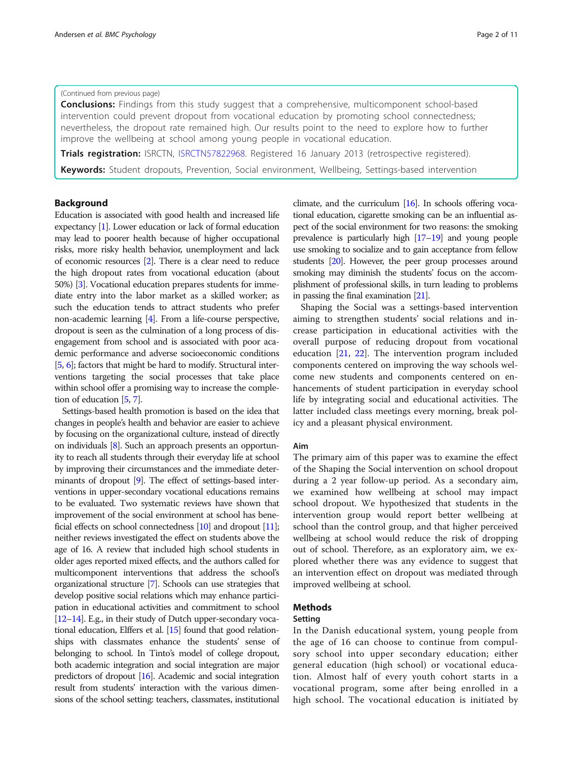(Continued from previous page)

**Conclusions:** Findings from this study suggest that a comprehensive, multicomponent school-based intervention could prevent dropout from vocational education by promoting school connectedness; nevertheless, the dropout rate remained high. Our results point to the need to explore how to further improve the wellbeing at school among young people in vocational education.

**Trials registration:** ISRCTN, ISRCTN57822968. Registered 16 January 2013 (retrospective registered).

**Keywords:** Student dropouts, Prevention, Social environment, Wellbeing, Settings-based intervention

## Background

Education is associated with good health and increased life expectancy [1]. Lower education or lack of formal education may lead to poorer health because of higher occupational risks, more risky health behavior, unemployment and lack of economic resources [2]. There is a clear need to reduce the high dropout rates from vocational education (about 50%) [3]. Vocational education prepares students for immediate entry into the labor market as a skilled worker; as such the education tends to attract students who prefer non-academic learning [4]. From a life-course perspective, dropout is seen as the culmination of a long process of disengagement from school and is associated with poor academic performance and adverse socioeconomic conditions [5, 6]; factors that might be hard to modify. Structural interventions targeting the social processes that take place within school offer a promising way to increase the completion of education [5, 7].

Settings-based health promotion is based on the idea that changes in people's health and behavior are easier to achieve by focusing on the organizational culture, instead of directly on individuals [8]. Such an approach presents an opportunity to reach all students through their everyday life at school by improving their circumstances and the immediate determinants of dropout [9]. The effect of settings-based interventions in upper-secondary vocational educations remains to be evaluated. Two systematic reviews have shown that improvement of the social environment at school has beneficial effects on school connectedness [10] and dropout [11]; neither reviews investigated the effect on students above the age of 16. A review that included high school students in older ages reported mixed effects, and the authors called for multicomponent interventions that address the school's organizational structure [7]. Schools can use strategies that develop positive social relations which may enhance participation in educational activities and commitment to school [12–14]. E.g., in their study of Dutch upper-secondary vocational education, Elffers et al. [15] found that good relationships with classmates enhance the students' sense of belonging to school. In Tinto's model of college dropout, both academic integration and social integration are major predictors of dropout [16]. Academic and social integration result from students' interaction with the various dimensions of the school setting: teachers, classmates, institutional climate, and the curriculum [16]. In schools offering vocational education, cigarette smoking can be an influential aspect of the social environment for two reasons: the smoking prevalence is particularly high [17–19] and young people use smoking to socialize and to gain acceptance from fellow students [20]. However, the peer group processes around smoking may diminish the students' focus on the accomplishment of professional skills, in turn leading to problems in passing the final examination [21].

Shaping the Social was a settings-based intervention aiming to strengthen students' social relations and increase participation in educational activities with the overall purpose of reducing dropout from vocational education [21, 22]. The intervention program included components centered on improving the way schools welcome new students and components centered on enhancements of student participation in everyday school life by integrating social and educational activities. The latter included class meetings every morning, break policy and a pleasant physical environment.

### Aim

The primary aim of this paper was to examine the effect of the Shaping the Social intervention on school dropout during a 2 year follow-up period. As a secondary aim, we examined how wellbeing at school may impact school dropout. We hypothesized that students in the intervention group would report better wellbeing at school than the control group, and that higher perceived wellbeing at school would reduce the risk of dropping out of school. Therefore, as an exploratory aim, we explored whether there was any evidence to suggest that an intervention effect on dropout was mediated through improved wellbeing at school.

## Methods

### Setting

In the Danish educational system, young people from the age of 16 can choose to continue from compulsory school into upper secondary education; either general education (high school) or vocational education. Almost half of every youth cohort starts in a vocational program, some after being enrolled in a high school. The vocational education is initiated by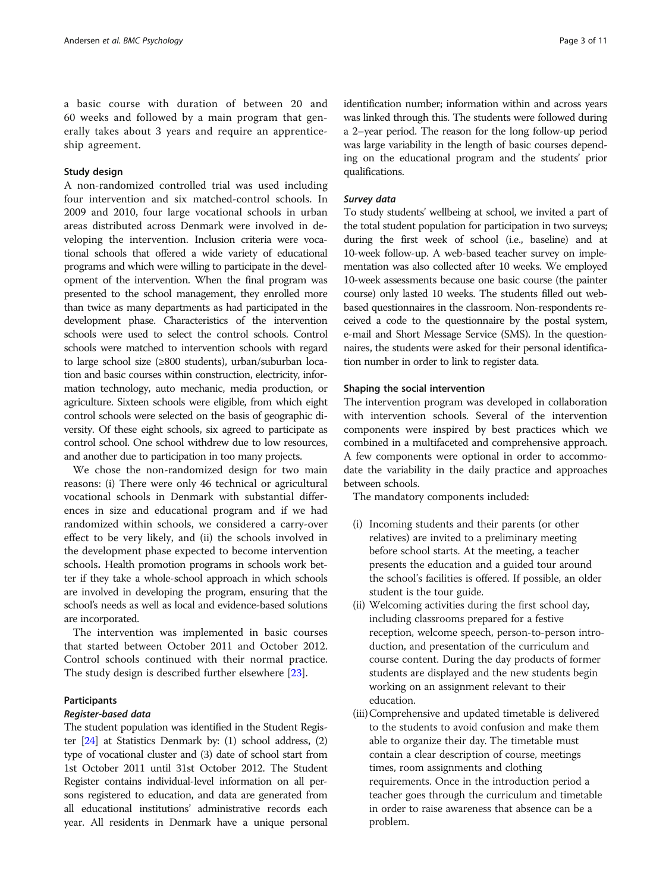a basic course with duration of between 20 and 60 weeks and followed by a main program that generally takes about 3 years and require an apprenticeship agreement.

## Study design

A non-randomized controlled trial was used including four intervention and six matched-control schools. In 2009 and 2010, four large vocational schools in urban areas distributed across Denmark were involved in developing the intervention. Inclusion criteria were vocational schools that offered a wide variety of educational programs and which were willing to participate in the development of the intervention. When the final program was presented to the school management, they enrolled more than twice as many departments as had participated in the development phase. Characteristics of the intervention schools were used to select the control schools. Control schools were matched to intervention schools with regard to large school size (≥800 students), urban/suburban location and basic courses within construction, electricity, information technology, auto mechanic, media production, or agriculture. Sixteen schools were eligible, from which eight control schools were selected on the basis of geographic diversity. Of these eight schools, six agreed to participate as control school. One school withdrew due to low resources, and another due to participation in too many projects.

We chose the non-randomized design for two main reasons: (i) There were only 46 technical or agricultural vocational schools in Denmark with substantial differences in size and educational program and if we had randomized within schools, we considered a carry-over effect to be very likely, and (ii) the schools involved in the development phase expected to become intervention schools**.** Health promotion programs in schools work better if they take a whole-school approach in which schools are involved in developing the program, ensuring that the school's needs as well as local and evidence-based solutions are incorporated.

The intervention was implemented in basic courses that started between October 2011 and October 2012. Control schools continued with their normal practice. The study design is described further elsewhere [23].

## Participants

### *Register-based data*

The student population was identified in the Student Register [24] at Statistics Denmark by: (1) school address, (2) type of vocational cluster and (3) date of school start from 1st October 2011 until 31st October 2012. The Student Register contains individual-level information on all persons registered to education, and data are generated from all educational institutions' administrative records each year. All residents in Denmark have a unique personal identification number; information within and across years was linked through this. The students were followed during a 2–year period. The reason for the long follow-up period was large variability in the length of basic courses depending on the educational program and the students' prior qualifications.

### *Survey data*

To study students' wellbeing at school, we invited a part of the total student population for participation in two surveys; during the first week of school (i.e., baseline) and at 10-week follow-up. A web-based teacher survey on implementation was also collected after 10 weeks. We employed 10-week assessments because one basic course (the painter course) only lasted 10 weeks. The students filled out web-based questionnaires in the classroom. Non-respondents received a code to the questionnaire by the postal system, e-mail and Short Message Service (SMS). In the questionnaires, the students were asked for their personal identification number in order to link to register data.

## Shaping the social intervention

The intervention program was developed in collaboration with intervention schools. Several of the intervention components were inspired by best practices which we combined in a multifaceted and comprehensive approach. A few components were optional in order to accommodate the variability in the daily practice and approaches between schools.

The mandatory components included:

(i) Incoming students and their parents (or other relatives) are invited to a preliminary meeting before school starts. At the meeting, a teacher presents the education and a guided tour around the school's facilities is offered. If possible, an older student is the tour guide.

(ii) Welcoming activities during the first school day, including classrooms prepared for a festive reception, welcome speech, person-to-person introduction, and presentation of the curriculum and course content. During the day products of former students are displayed and the new students begin working on an assignment relevant to their education.

(iii) Comprehensive and updated timetable is delivered to the students to avoid confusion and make them able to organize their day. The timetable must contain a clear description of course, meetings times, room assignments and clothing requirements. Once in the introduction period a teacher goes through the curriculum and timetable in order to raise awareness that absence can be a problem.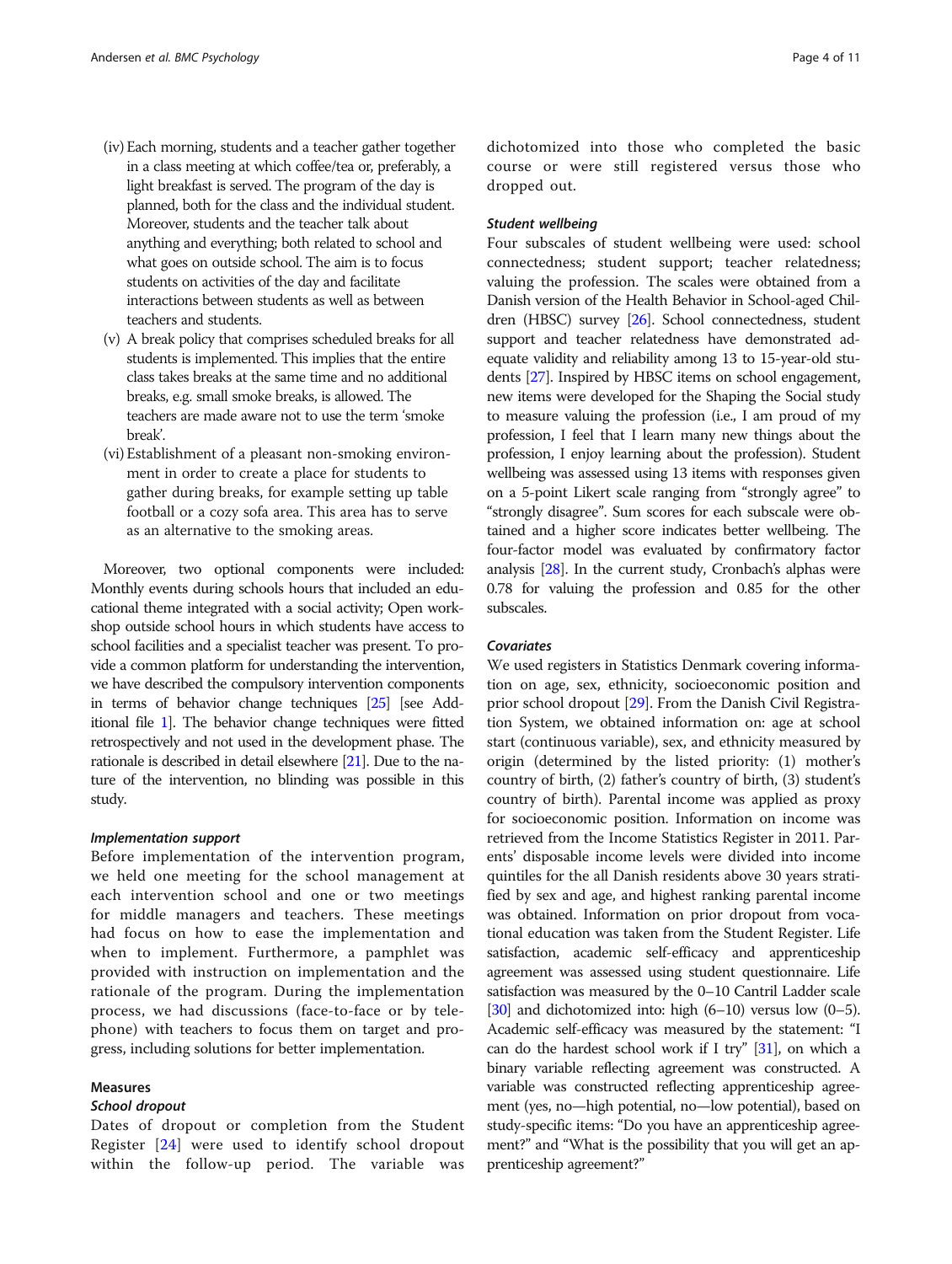(iv) Each morning, students and a teacher gather together in a class meeting at which coffee/tea or, preferably, a light breakfast is served. The program of the day is planned, both for the class and the individual student. Moreover, students and the teacher talk about anything and everything; both related to school and what goes on outside school. The aim is to focus students on activities of the day and facilitate interactions between students as well as between teachers and students.

(v) A break policy that comprises scheduled breaks for all students is implemented. This implies that the entire class takes breaks at the same time and no additional breaks, e.g. small smoke breaks, is allowed. The teachers are made aware not to use the term 'smoke break'.

(vi) Establishment of a pleasant non-smoking environment in order to create a place for students to gather during breaks, for example setting up table football or a cozy sofa area. This area has to serve as an alternative to the smoking areas.

Moreover, two optional components were included: Monthly events during schools hours that included an educational theme integrated with a social activity; Open workshop outside school hours in which students have access to school facilities and a specialist teacher was present. To provide a common platform for understanding the intervention, we have described the compulsory intervention components in terms of behavior change techniques [25] [see Additional file 1]. The behavior change techniques were fitted retrospectively and not used in the development phase. The rationale is described in detail elsewhere [21]. Due to the nature of the intervention, no blinding was possible in this study.

#### *Implementation support*

Before implementation of the intervention program, we held one meeting for the school management at each intervention school and one or two meetings for middle managers and teachers. These meetings had focus on how to ease the implementation and when to implement. Furthermore, a pamphlet was provided with instruction on implementation and the rationale of the program. During the implementation process, we had discussions (face-to-face or by telephone) with teachers to focus them on target and progress, including solutions for better implementation.

### Measures

#### *School dropout*

Dates of dropout or completion from the Student Register [24] were used to identify school dropout within the follow-up period. The variable was dichotomized into those who completed the basic course or were still registered versus those who dropped out.

#### *Student wellbeing*

Four subscales of student wellbeing were used: school connectedness; student support; teacher relatedness; valuing the profession. The scales were obtained from a Danish version of the Health Behavior in School-aged Children (HBSC) survey [26]. School connectedness, student support and teacher relatedness have demonstrated adequate validity and reliability among 13 to 15-year-old students [27]. Inspired by HBSC items on school engagement, new items were developed for the Shaping the Social study to measure valuing the profession (i.e., I am proud of my profession, I feel that I learn many new things about the profession, I enjoy learning about the profession). Student wellbeing was assessed using 13 items with responses given on a 5-point Likert scale ranging from "strongly agree" to "strongly disagree". Sum scores for each subscale were obtained and a higher score indicates better wellbeing. The four-factor model was evaluated by confirmatory factor analysis [28]. In the current study, Cronbach's alphas were 0.78 for valuing the profession and 0.85 for the other subscales.

#### *Covariates*

We used registers in Statistics Denmark covering information on age, sex, ethnicity, socioeconomic position and prior school dropout [29]. From the Danish Civil Registration System, we obtained information on: age at school start (continuous variable), sex, and ethnicity measured by origin (determined by the listed priority: (1) mother's country of birth, (2) father's country of birth, (3) student's country of birth). Parental income was applied as proxy for socioeconomic position. Information on income was retrieved from the Income Statistics Register in 2011. Parents' disposable income levels were divided into income quintiles for the all Danish residents above 30 years stratified by sex and age, and highest ranking parental income was obtained. Information on prior dropout from vocational education was taken from the Student Register. Life satisfaction, academic self-efficacy and apprenticeship agreement was assessed using student questionnaire. Life satisfaction was measured by the 0–10 Cantril Ladder scale [30] and dichotomized into: high (6–10) versus low (0–5). Academic self-efficacy was measured by the statement: "I can do the hardest school work if I try" [31], on which a binary variable reflecting agreement was constructed. A variable was constructed reflecting apprenticeship agreement (yes, no—high potential, no—low potential), based on study-specific items: "Do you have an apprenticeship agreement?" and "What is the possibility that you will get an apprenticeship agreement?"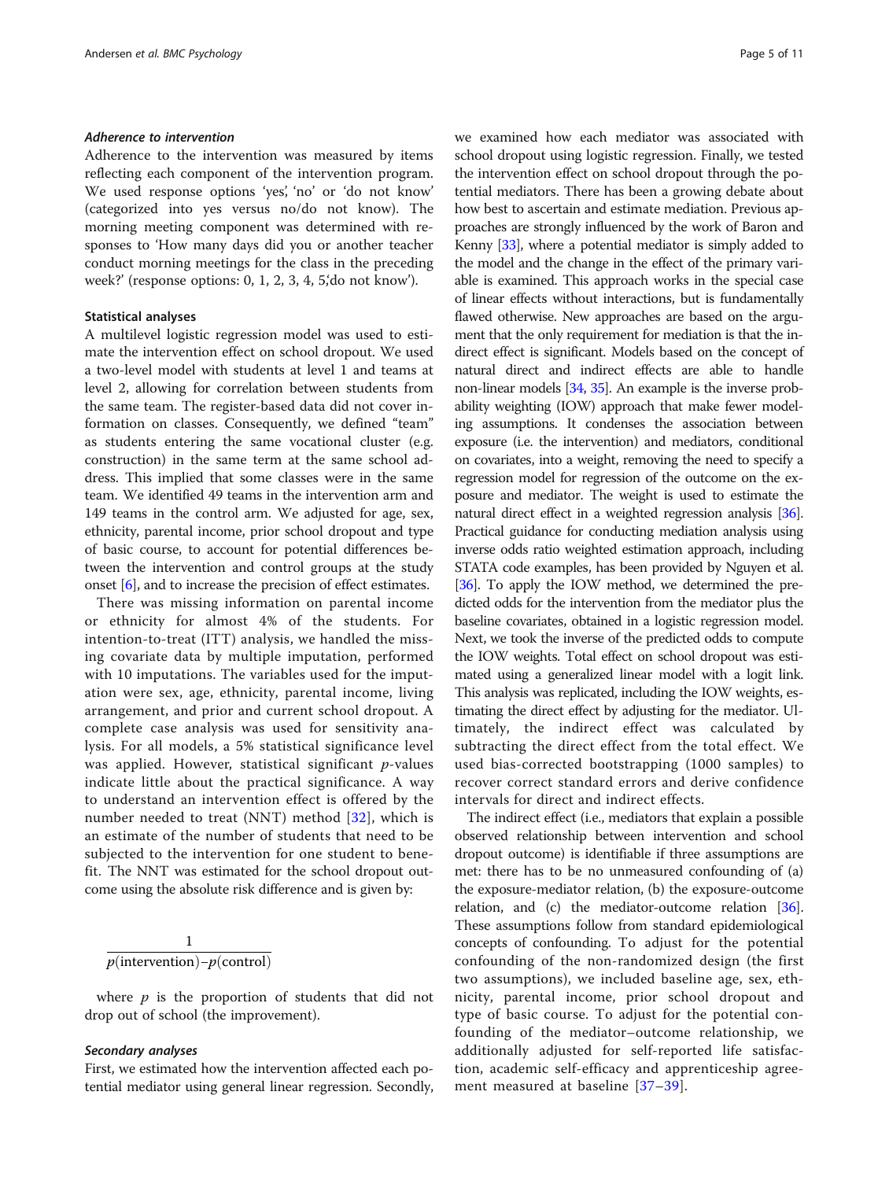#### *Adherence to intervention*

Adherence to the intervention was measured by items reflecting each component of the intervention program. We used response options 'yes', 'no' or 'do not know' (categorized into yes versus no/do not know). The morning meeting component was determined with responses to 'How many days did you or another teacher conduct morning meetings for the class in the preceding week?' (response options: 0, 1, 2, 3, 4, 5,'do not know').

### Statistical analyses

A multilevel logistic regression model was used to estimate the intervention effect on school dropout. We used a two-level model with students at level 1 and teams at level 2, allowing for correlation between students from the same team. The register-based data did not cover information on classes. Consequently, we defined "team" as students entering the same vocational cluster (e.g. construction) in the same term at the same school address. This implied that some classes were in the same team. We identified 49 teams in the intervention arm and 149 teams in the control arm. We adjusted for age, sex, ethnicity, parental income, prior school dropout and type of basic course, to account for potential differences between the intervention and control groups at the study onset [6], and to increase the precision of effect estimates.

There was missing information on parental income or ethnicity for almost 4% of the students. For intention-to-treat (ITT) analysis, we handled the missing covariate data by multiple imputation, performed with 10 imputations. The variables used for the imputation were sex, age, ethnicity, parental income, living arrangement, and prior and current school dropout. A complete case analysis was used for sensitivity analysis. For all models, a 5% statistical significance level was applied. However, statistical significant *p*-values indicate little about the practical significance. A way to understand an intervention effect is offered by the number needed to treat (NNT) method [32], which is an estimate of the number of students that need to be subjected to the intervention for one student to benefit. The NNT was estimated for the school dropout outcome using the absolute risk difference and is given by:

$$\frac{1}{p(\text{intervention}) - p(\text{control})}$$

where $p$ is the proportion of students that did not drop out of school (the improvement).

#### *Secondary analyses*

First, we estimated how the intervention affected each potential mediator using general linear regression. Secondly, we examined how each mediator was associated with school dropout using logistic regression. Finally, we tested the intervention effect on school dropout through the potential mediators. There has been a growing debate about how best to ascertain and estimate mediation. Previous approaches are strongly influenced by the work of Baron and Kenny [33], where a potential mediator is simply added to the model and the change in the effect of the primary variable is examined. This approach works in the special case of linear effects without interactions, but is fundamentally flawed otherwise. New approaches are based on the argument that the only requirement for mediation is that the indirect effect is significant. Models based on the concept of natural direct and indirect effects are able to handle non-linear models [34, 35]. An example is the inverse probability weighting (IOW) approach that make fewer modeling assumptions. It condenses the association between exposure (i.e. the intervention) and mediators, conditional on covariates, into a weight, removing the need to specify a regression model for regression of the outcome on the exposure and mediator. The weight is used to estimate the natural direct effect in a weighted regression analysis [36]. Practical guidance for conducting mediation analysis using inverse odds ratio weighted estimation approach, including STATA code examples, has been provided by Nguyen et al. [36]. To apply the IOW method, we determined the predicted odds for the intervention from the mediator plus the baseline covariates, obtained in a logistic regression model. Next, we took the inverse of the predicted odds to compute the IOW weights. Total effect on school dropout was estimated using a generalized linear model with a logit link. This analysis was replicated, including the IOW weights, estimating the direct effect by adjusting for the mediator. Ultimately, the indirect effect was calculated by subtracting the direct effect from the total effect. We used bias-corrected bootstrapping (1000 samples) to recover correct standard errors and derive confidence intervals for direct and indirect effects.

The indirect effect (i.e., mediators that explain a possible observed relationship between intervention and school dropout outcome) is identifiable if three assumptions are met: there has to be no unmeasured confounding of (a) the exposure-mediator relation, (b) the exposure-outcome relation, and (c) the mediator-outcome relation [36]. These assumptions follow from standard epidemiological concepts of confounding. To adjust for the potential confounding of the non-randomized design (the first two assumptions), we included baseline age, sex, ethnicity, parental income, prior school dropout and type of basic course. To adjust for the potential confounding of the mediator–outcome relationship, we additionally adjusted for self-reported life satisfaction, academic self-efficacy and apprenticeship agreement measured at baseline [37–39].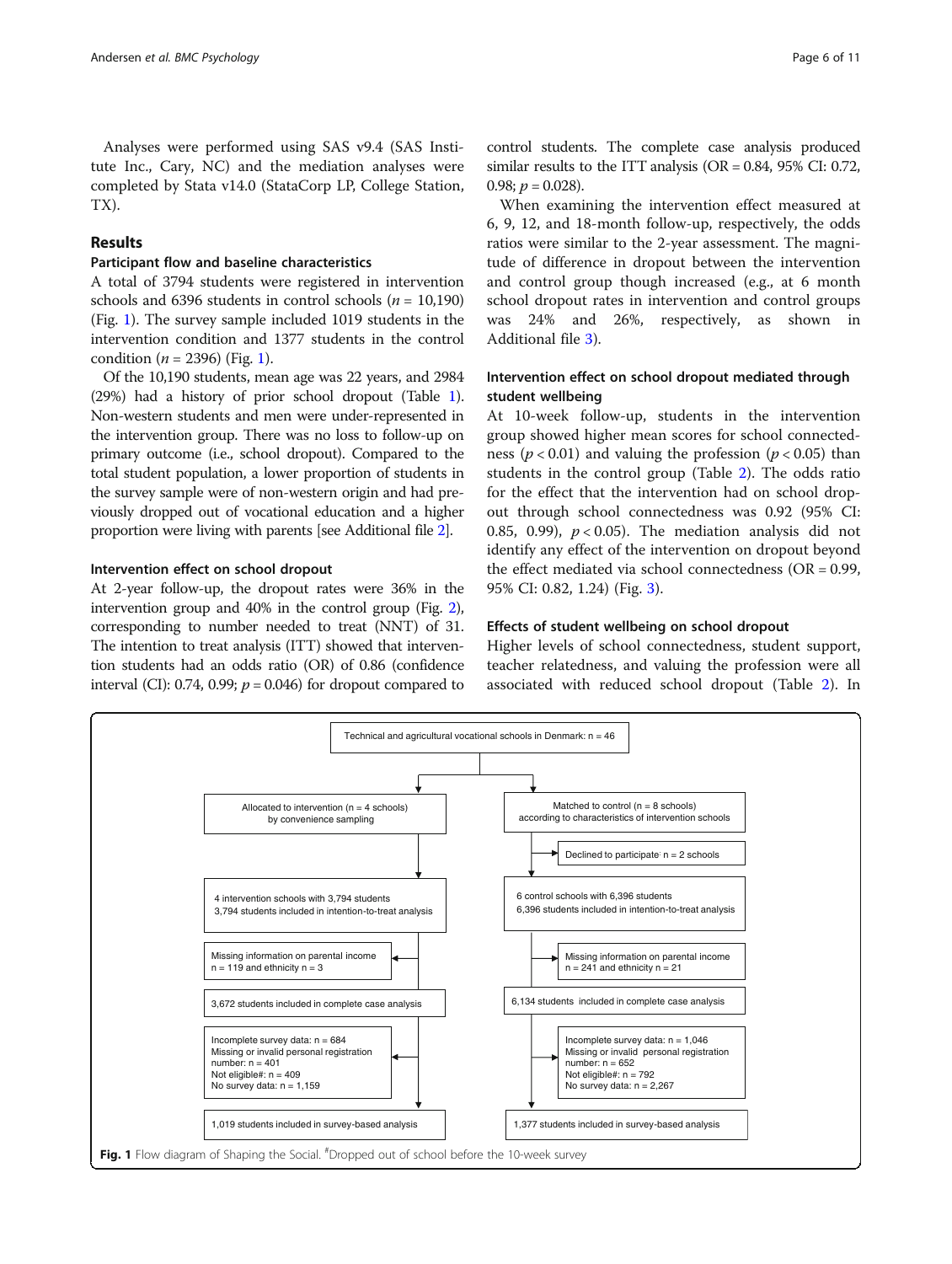Analyses were performed using SAS v9.4 (SAS Institute Inc., Cary, NC) and the mediation analyses were completed by Stata v14.0 (StataCorp LP, College Station, TX).

## Results

### Participant flow and baseline characteristics

A total of 3794 students were registered in intervention schools and 6396 students in control schools ($n = 10{,}190$) (Fig. 1). The survey sample included 1019 students in the intervention condition and 1377 students in the control condition ($n = 2396$) (Fig. 1).

Of the 10,190 students, mean age was 22 years, and 2984 (29%) had a history of prior school dropout (Table 1). Non-western students and men were under-represented in the intervention group. There was no loss to follow-up on primary outcome (i.e., school dropout). Compared to the total student population, a lower proportion of students in the survey sample were of non-western origin and had previously dropped out of vocational education and a higher proportion were living with parents [see Additional file 2].

### Intervention effect on school dropout

At 2-year follow-up, the dropout rates were 36% in the intervention group and 40% in the control group (Fig. 2), corresponding to number needed to treat (NNT) of 31. The intention to treat analysis (ITT) showed that intervention students had an odds ratio (OR) of 0.86 (confidence interval (CI): 0.74, 0.99; $p = 0.046$) for dropout compared to control students. The complete case analysis produced similar results to the ITT analysis (OR = 0.84, 95% CI: 0.72, 0.98; $p = 0.028$).

When examining the intervention effect measured at 6, 9, 12, and 18-month follow-up, respectively, the odds ratios were similar to the 2-year assessment. The magnitude of difference in dropout between the intervention and control group though increased (e.g., at 6 month school dropout rates in intervention and control groups was 24% and 26%, respectively, as shown in Additional file 3).

### Intervention effect on school dropout mediated through student wellbeing

At 10-week follow-up, students in the intervention group showed higher mean scores for school connectedness ($p < 0.01$) and valuing the profession ($p < 0.05$) than students in the control group (Table 2). The odds ratio for the effect that the intervention had on school dropout through school connectedness was 0.92 (95% CI: 0.85, 0.99), $p < 0.05$). The mediation analysis did not identify any effect of the intervention on dropout beyond the effect mediated via school connectedness (OR = 0.99, 95% CI: 0.82, 1.24) (Fig. 3).

### Effects of student wellbeing on school dropout

Higher levels of school connectedness, student support, teacher relatedness, and valuing the profession were all associated with reduced school dropout (Table 2). In

Technical and agricultural vocational schools in Denmark: n = 46

- Allocated to intervention (n = 4 schools) by convenience sampling
  - 4 intervention schools with 3,794 students; 3,794 students included in intention-to-treat analysis
  - Missing information on parental income n = 119 and ethnicity n = 3
  - 3,672 students included in complete case analysis
  - Incomplete survey data: n = 684; Missing or invalid personal registration number: n = 401; Not eligible#: n = 409; No survey data: n = 1,159
  - 1,019 students included in survey-based analysis
- Matched to control (n = 8 schools) according to characteristics of intervention schools
  - Declined to participate: n = 2 schools
  - 6 control schools with 6,396 students; 6,396 students included in intention-to-treat analysis
  - Missing information on parental income n = 241 and ethnicity n = 21
  - 6,134 students included in complete case analysis
  - Incomplete survey data: n = 1,046; Missing or invalid personal registration number: n = 652; Not eligible#: n = 792; No survey data: n = 2,267
  - 1,377 students included in survey-based analysis

**Fig. 1** Flow diagram of Shaping the Social. [#]Dropped out of school before the 10-week survey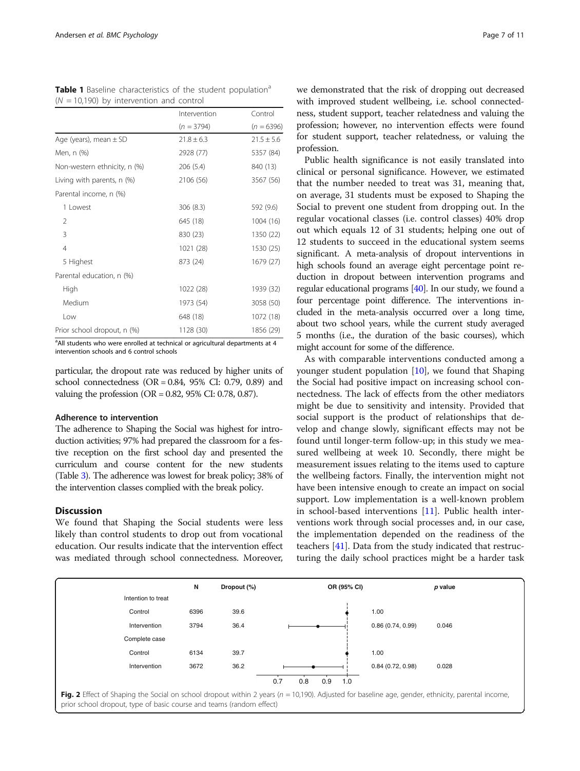**Table 1** Baseline characteristics of the student population[a] (*N* = 10,190) by intervention and control

| | Intervention | Control |
|---|---|---|
| | (*n* = 3794) | (*n* = 6396) |
| Age (years), mean ± SD | 21.8 ± 6.3 | 21.5 ± 5.6 |
| Men, n (%) | 2928 (77) | 5357 (84) |
| Non-western ethnicity, n (%) | 206 (5.4) | 840 (13) |
| Living with parents, n (%) | 2106 (56) | 3567 (56) |
| Parental income, n (%) | | |
| 1 Lowest | 306 (8.3) | 592 (9.6) |
| 2 | 645 (18) | 1004 (16) |
| 3 | 830 (23) | 1350 (22) |
| 4 | 1021 (28) | 1530 (25) |
| 5 Highest | 873 (24) | 1679 (27) |
| Parental education, n (%) | | |
| High | 1022 (28) | 1939 (32) |
| Medium | 1973 (54) | 3058 (50) |
| Low | 648 (18) | 1072 (18) |
| Prior school dropout, n (%) | 1128 (30) | 1856 (29) |

[a]All students who were enrolled at technical or agricultural departments at 4 intervention schools and 6 control schools

particular, the dropout rate was reduced by higher units of school connectedness (OR = 0.84, 95% CI: 0.79, 0.89) and valuing the profession (OR = 0.82, 95% CI: 0.78, 0.87).

### Adherence to intervention

The adherence to Shaping the Social was highest for introduction activities; 97% had prepared the classroom for a festive reception on the first school day and presented the curriculum and course content for the new students (Table 3). The adherence was lowest for break policy; 38% of the intervention classes complied with the break policy.

## Discussion

We found that Shaping the Social students were less likely than control students to drop out from vocational education. Our results indicate that the intervention effect was mediated through school connectedness. Moreover, we demonstrated that the risk of dropping out decreased with improved student wellbeing, i.e. school connectedness, student support, teacher relatedness and valuing the profession; however, no intervention effects were found for student support, teacher relatedness, or valuing the profession.

Public health significance is not easily translated into clinical or personal significance. However, we estimated that the number needed to treat was 31, meaning that, on average, 31 students must be exposed to Shaping the Social to prevent one student from dropping out. In the regular vocational classes (i.e. control classes) 40% drop out which equals 12 of 31 students; helping one out of 12 students to succeed in the educational system seems significant. A meta-analysis of dropout interventions in high schools found an average eight percentage point reduction in dropout between intervention programs and regular educational programs [40]. In our study, we found a four percentage point difference. The interventions included in the meta-analysis occurred over a long time, about two school years, while the current study averaged 5 months (i.e., the duration of the basic courses), which might account for some of the difference.

As with comparable interventions conducted among a younger student population [10], we found that Shaping the Social had positive impact on increasing school connectedness. The lack of effects from the other mediators might be due to sensitivity and intensity. Provided that social support is the product of relationships that develop and change slowly, significant effects may not be found until longer-term follow-up; in this study we measured wellbeing at week 10. Secondly, there might be measurement issues relating to the items used to capture the wellbeing factors. Finally, the intervention might not have been intensive enough to create an impact on social support. Low implementation is a well-known problem in school-based interventions [11]. Public health interventions work through social processes and, in our case, the implementation depended on the readiness of the teachers [41]. Data from the study indicated that restructuring the daily school practices might be a harder task

| | N | Dropout (%) | OR (95% CI) | *p* value |
|---|---|---|---|---|
| Intention to treat | | | | |
| Control | 6396 | 39.6 | 1.00 | |
| Intervention | 3794 | 36.4 | 0.86 (0.74, 0.99) | 0.046 |
| Complete case | | | | |
| Control | 6134 | 39.7 | 1.00 | |
| Intervention | 3672 | 36.2 | 0.84 (0.72, 0.98) | 0.028 |

**Fig. 2** Effect of Shaping the Social on school dropout within 2 years (*n* = 10,190). Adjusted for baseline age, gender, ethnicity, parental income, prior school dropout, type of basic course and teams (random effect)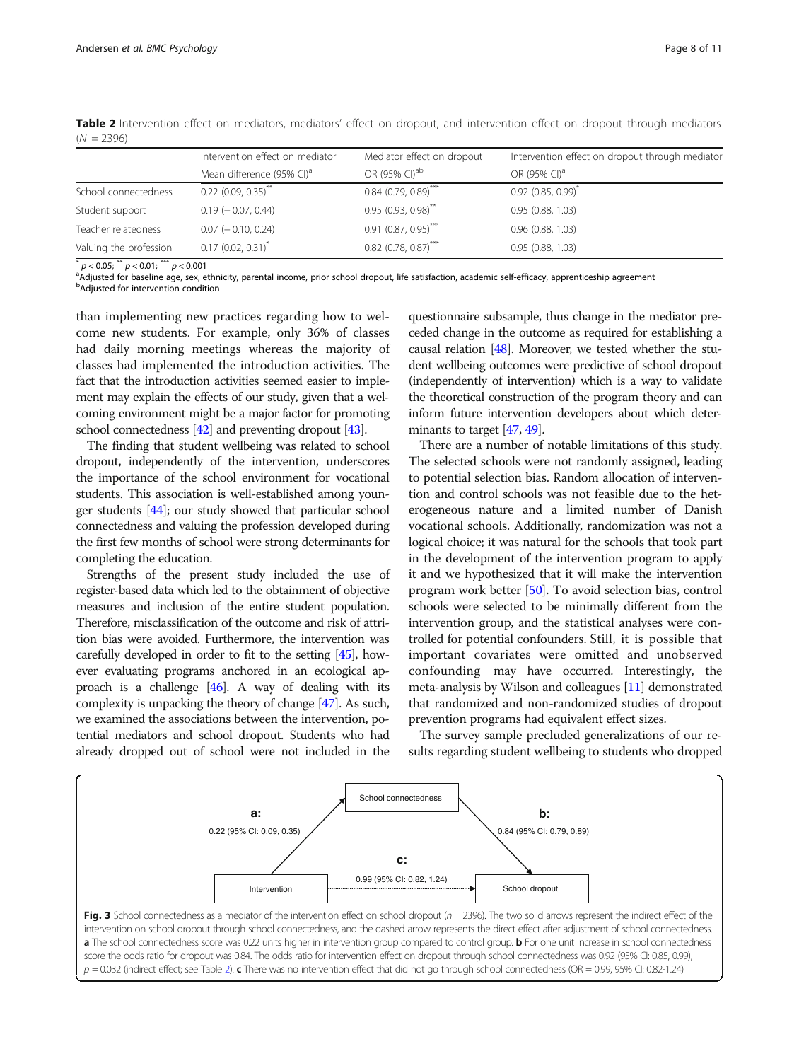**Table 2** Intervention effect on mediators, mediators' effect on dropout, and intervention effect on dropout through mediators ($N = 2396$)

| | Intervention effect on mediator | Mediator effect on dropout | Intervention effect on dropout through mediator |
|---|---|---|---|
| | Mean difference (95% CI)[a] | OR (95% CI)[ab] | OR (95% CI)[a] |
| School connectedness | 0.22 (0.09, 0.35)** | 0.84 (0.79, 0.89)*** | 0.92 (0.85, 0.99)* |
| Student support | 0.19 (− 0.07, 0.44) | 0.95 (0.93, 0.98)** | 0.95 (0.88, 1.03) |
| Teacher relatedness | 0.07 (− 0.10, 0.24) | 0.91 (0.87, 0.95)*** | 0.96 (0.88, 1.03) |
| Valuing the profession | 0.17 (0.02, 0.31)* | 0.82 (0.78, 0.87)*** | 0.95 (0.88, 1.03) |

* $p < 0.05$; ** $p < 0.01$; *** $p < 0.001$

[a]Adjusted for baseline age, sex, ethnicity, parental income, prior school dropout, life satisfaction, academic self-efficacy, apprenticeship agreement

[b]Adjusted for intervention condition

than implementing new practices regarding how to welcome new students. For example, only 36% of classes had daily morning meetings whereas the majority of classes had implemented the introduction activities. The fact that the introduction activities seemed easier to implement may explain the effects of our study, given that a welcoming environment might be a major factor for promoting school connectedness [42] and preventing dropout [43].

The finding that student wellbeing was related to school dropout, independently of the intervention, underscores the importance of the school environment for vocational students. This association is well-established among younger students [44]; our study showed that particular school connectedness and valuing the profession developed during the first few months of school were strong determinants for completing the education.

Strengths of the present study included the use of register-based data which led to the obtainment of objective measures and inclusion of the entire student population. Therefore, misclassification of the outcome and risk of attrition bias were avoided. Furthermore, the intervention was carefully developed in order to fit to the setting [45], however evaluating programs anchored in an ecological approach is a challenge [46]. A way of dealing with its complexity is unpacking the theory of change [47]. As such, we examined the associations between the intervention, potential mediators and school dropout. Students who had already dropped out of school were not included in the questionnaire subsample, thus change in the mediator preceded change in the outcome as required for establishing a causal relation [48]. Moreover, we tested whether the student wellbeing outcomes were predictive of school dropout (independently of intervention) which is a way to validate the theoretical construction of the program theory and can inform future intervention developers about which determinants to target [47, 49].

There are a number of notable limitations of this study. The selected schools were not randomly assigned, leading to potential selection bias. Random allocation of intervention and control schools was not feasible due to the heterogeneous nature and a limited number of Danish vocational schools. Additionally, randomization was not a logical choice; it was natural for the schools that took part in the development of the intervention program to apply it and we hypothesized that it will make the intervention program work better [50]. To avoid selection bias, control schools were selected to be minimally different from the intervention group, and the statistical analyses were controlled for potential confounders. Still, it is possible that important covariates were omitted and unobserved confounding may have occurred. Interestingly, the meta-analysis by Wilson and colleagues [11] demonstrated that randomized and non-randomized studies of dropout prevention programs had equivalent effect sizes.

The survey sample precluded generalizations of our results regarding student wellbeing to students who dropped

**Fig. 3** School connectedness as a mediator of the intervention effect on school dropout ($n = 2396$). The two solid arrows represent the indirect effect of the intervention on school dropout through school connectedness, and the dashed arrow represents the direct effect after adjustment of school connectedness. **a** The school connectedness score was 0.22 units higher in intervention group compared to control group. **b** For one unit increase in school connectedness score the odds ratio for dropout was 0.84. The odds ratio for intervention effect on dropout through school connectedness was 0.92 (95% CI: 0.85, 0.99), $p = 0.032$ (indirect effect; see Table 2). **c** There was no intervention effect that did not go through school connectedness (OR = 0.99, 95% CI: 0.82-1.24)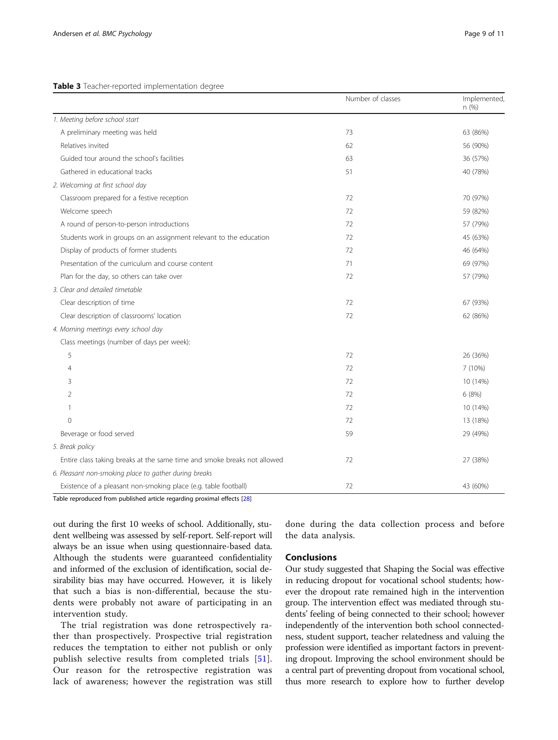**Table 3** Teacher-reported implementation degree

| | Number of classes | Implemented, n (%) |
|---|---|---|
| *1. Meeting before school start* | | |
| A preliminary meeting was held | 73 | 63 (86%) |
| Relatives invited | 62 | 56 (90%) |
| Guided tour around the school's facilities | 63 | 36 (57%) |
| Gathered in educational tracks | 51 | 40 (78%) |
| *2. Welcoming at first school day* | | |
| Classroom prepared for a festive reception | 72 | 70 (97%) |
| Welcome speech | 72 | 59 (82%) |
| A round of person-to-person introductions | 72 | 57 (79%) |
| Students work in groups on an assignment relevant to the education | 72 | 45 (63%) |
| Display of products of former students | 72 | 46 (64%) |
| Presentation of the curriculum and course content | 71 | 69 (97%) |
| Plan for the day, so others can take over | 72 | 57 (79%) |
| *3. Clear and detailed timetable* | | |
| Clear description of time | 72 | 67 (93%) |
| Clear description of classrooms' location | 72 | 62 (86%) |
| *4. Morning meetings every school day* | | |
| Class meetings (number of days per week): | | |
| 5 | 72 | 26 (36%) |
| 4 | 72 | 7 (10%) |
| 3 | 72 | 10 (14%) |
| 2 | 72 | 6 (8%) |
| 1 | 72 | 10 (14%) |
| 0 | 72 | 13 (18%) |
| Beverage or food served | 59 | 29 (49%) |
| *5. Break policy* | | |
| Entire class taking breaks at the same time and smoke breaks not allowed | 72 | 27 (38%) |
| *6. Pleasant non-smoking place to gather during breaks* | | |
| Existence of a pleasant non-smoking place (e.g. table football) | 72 | 43 (60%) |

Table reproduced from published article regarding proximal effects [28]

out during the first 10 weeks of school. Additionally, student wellbeing was assessed by self-report. Self-report will always be an issue when using questionnaire-based data. Although the students were guaranteed confidentiality and informed of the exclusion of identification, social desirability bias may have occurred. However, it is likely that such a bias is non-differential, because the students were probably not aware of participating in an intervention study.

The trial registration was done retrospectively rather than prospectively. Prospective trial registration reduces the temptation to either not publish or only publish selective results from completed trials [51]. Our reason for the retrospective registration was lack of awareness; however the registration was still done during the data collection process and before the data analysis.

## Conclusions

Our study suggested that Shaping the Social was effective in reducing dropout for vocational school students; however the dropout rate remained high in the intervention group. The intervention effect was mediated through students' feeling of being connected to their school; however independently of the intervention both school connectedness, student support, teacher relatedness and valuing the profession were identified as important factors in preventing dropout. Improving the school environment should be a central part of preventing dropout from vocational school, thus more research to explore how to further develop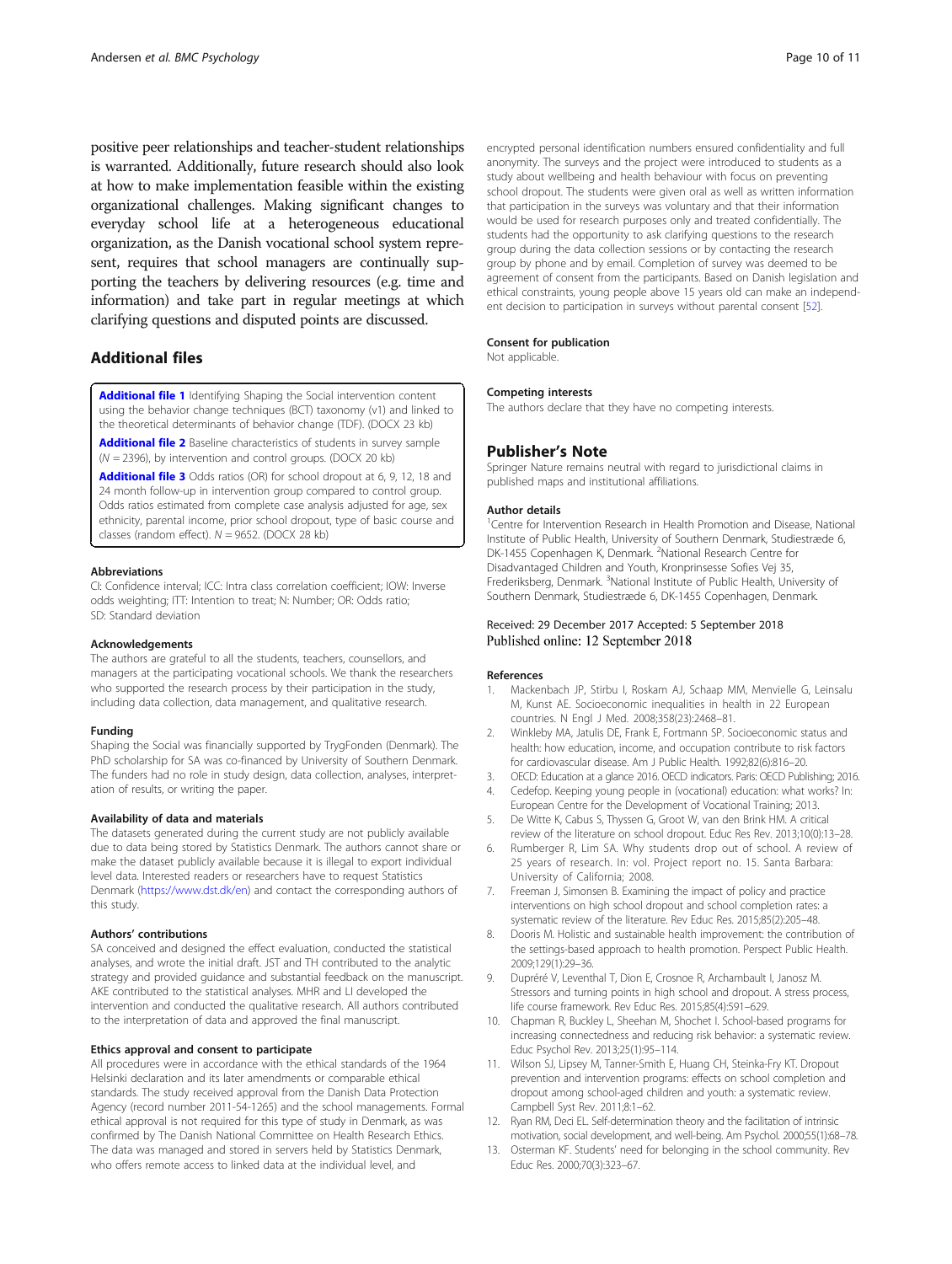positive peer relationships and teacher-student relationships is warranted. Additionally, future research should also look at how to make implementation feasible within the existing organizational challenges. Making significant changes to everyday school life at a heterogeneous educational organization, as the Danish vocational school system represent, requires that school managers are continually supporting the teachers by delivering resources (e.g. time and information) and take part in regular meetings at which clarifying questions and disputed points are discussed.

## Additional files

**Additional file 1** Identifying Shaping the Social intervention content using the behavior change techniques (BCT) taxonomy (v1) and linked to the theoretical determinants of behavior change (TDF). (DOCX 23 kb)

**Additional file 2** Baseline characteristics of students in survey sample ($N = 2396$), by intervention and control groups. (DOCX 20 kb)

**Additional file 3** Odds ratios (OR) for school dropout at 6, 9, 12, 18 and 24 month follow-up in intervention group compared to control group. Odds ratios estimated from complete case analysis adjusted for age, sex ethnicity, parental income, prior school dropout, type of basic course and classes (random effect). $N = 9652$. (DOCX 28 kb)

#### Abbreviations

CI: Confidence interval; ICC: Intra class correlation coefficient; IOW: Inverse odds weighting; ITT: Intention to treat; N: Number; OR: Odds ratio; SD: Standard deviation

#### Acknowledgements

The authors are grateful to all the students, teachers, counsellors, and managers at the participating vocational schools. We thank the researchers who supported the research process by their participation in the study, including data collection, data management, and qualitative research.

#### Funding

Shaping the Social was financially supported by TrygFonden (Denmark). The PhD scholarship for SA was co-financed by University of Southern Denmark. The funders had no role in study design, data collection, analyses, interpretation of results, or writing the paper.

#### Availability of data and materials

The datasets generated during the current study are not publicly available due to data being stored by Statistics Denmark. The authors cannot share or make the dataset publicly available because it is illegal to export individual level data. Interested readers or researchers have to request Statistics Denmark (https://www.dst.dk/en) and contact the corresponding authors of this study.

#### Authors' contributions

SA conceived and designed the effect evaluation, conducted the statistical analyses, and wrote the initial draft. JST and TH contributed to the analytic strategy and provided guidance and substantial feedback on the manuscript. AKE contributed to the statistical analyses. MHR and LI developed the intervention and conducted the qualitative research. All authors contributed to the interpretation of data and approved the final manuscript.

#### Ethics approval and consent to participate

All procedures were in accordance with the ethical standards of the 1964 Helsinki declaration and its later amendments or comparable ethical standards. The study received approval from the Danish Data Protection Agency (record number 2011-54-1265) and the school managements. Formal ethical approval is not required for this type of study in Denmark, as was confirmed by The Danish National Committee on Health Research Ethics. The data was managed and stored in servers held by Statistics Denmark, who offers remote access to linked data at the individual level, and encrypted personal identification numbers ensured confidentiality and full anonymity. The surveys and the project were introduced to students as a study about wellbeing and health behaviour with focus on preventing school dropout. The students were given oral as well as written information that participation in the surveys was voluntary and that their information would be used for research purposes only and treated confidentially. The students had the opportunity to ask clarifying questions to the research group during the data collection sessions or by contacting the research group by phone and by email. Completion of survey was deemed to be agreement of consent from the participants. Based on Danish legislation and ethical constraints, young people above 15 years old can make an independent decision to participation in surveys without parental consent [52].

#### Consent for publication

Not applicable.

#### Competing interests

The authors declare that they have no competing interests.

## Publisher's Note

Springer Nature remains neutral with regard to jurisdictional claims in published maps and institutional affiliations.

#### Author details

[1]Centre for Intervention Research in Health Promotion and Disease, National Institute of Public Health, University of Southern Denmark, Studiestræde 6, DK-1455 Copenhagen K, Denmark. [2]National Research Centre for Disadvantaged Children and Youth, Kronprinsesse Sofies Vej 35, Frederiksberg, Denmark. [3]National Institute of Public Health, University of Southern Denmark, Studiestræde 6, DK-1455 Copenhagen, Denmark.

Received: 29 December 2017 Accepted: 5 September 2018
Published online: 12 September 2018

#### References

1. Mackenbach JP, Stirbu I, Roskam AJ, Schaap MM, Menvielle G, Leinsalu M, Kunst AE. Socioeconomic inequalities in health in 22 European countries. N Engl J Med. 2008;358(23):2468–81.
2. Winkleby MA, Jatulis DE, Frank E, Fortmann SP. Socioeconomic status and health: how education, income, and occupation contribute to risk factors for cardiovascular disease. Am J Public Health. 1992;82(6):816–20.
3. OECD: Education at a glance 2016. OECD indicators. Paris: OECD Publishing; 2016.
4. Cedefop. Keeping young people in (vocational) education: what works? In: European Centre for the Development of Vocational Training; 2013.
5. De Witte K, Cabus S, Thyssen G, Groot W, van den Brink HM. A critical review of the literature on school dropout. Educ Res Rev. 2013;10(0):13–28.
6. Rumberger R, Lim SA. Why students drop out of school. A review of 25 years of research. In: vol. Project report no. 15. Santa Barbara: University of California; 2008.
7. Freeman J, Simonsen B. Examining the impact of policy and practice interventions on high school dropout and school completion rates: a systematic review of the literature. Rev Educ Res. 2015;85(2):205–48.
8. Dooris M. Holistic and sustainable health improvement: the contribution of the settings-based approach to health promotion. Perspect Public Health. 2009;129(1):29–36.
9. Dupréré V, Leventhal T, Dion E, Crosnoe R, Archambault I, Janosz M. Stressors and turning points in high school and dropout. A stress process, life course framework. Rev Educ Res. 2015;85(4):591–629.
10. Chapman R, Buckley L, Sheehan M, Shochet I. School-based programs for increasing connectedness and reducing risk behavior: a systematic review. Educ Psychol Rev. 2013;25(1):95–114.
11. Wilson SJ, Lipsey M, Tanner-Smith E, Huang CH, Steinka-Fry KT. Dropout prevention and intervention programs: effects on school completion and dropout among school-aged children and youth: a systematic review. Campbell Syst Rev. 2011;8:1–62.
12. Ryan RM, Deci EL. Self-determination theory and the facilitation of intrinsic motivation, social development, and well-being. Am Psychol. 2000;55(1):68–78.
13. Osterman KF. Students' need for belonging in the school community. Rev Educ Res. 2000;70(3):323–67.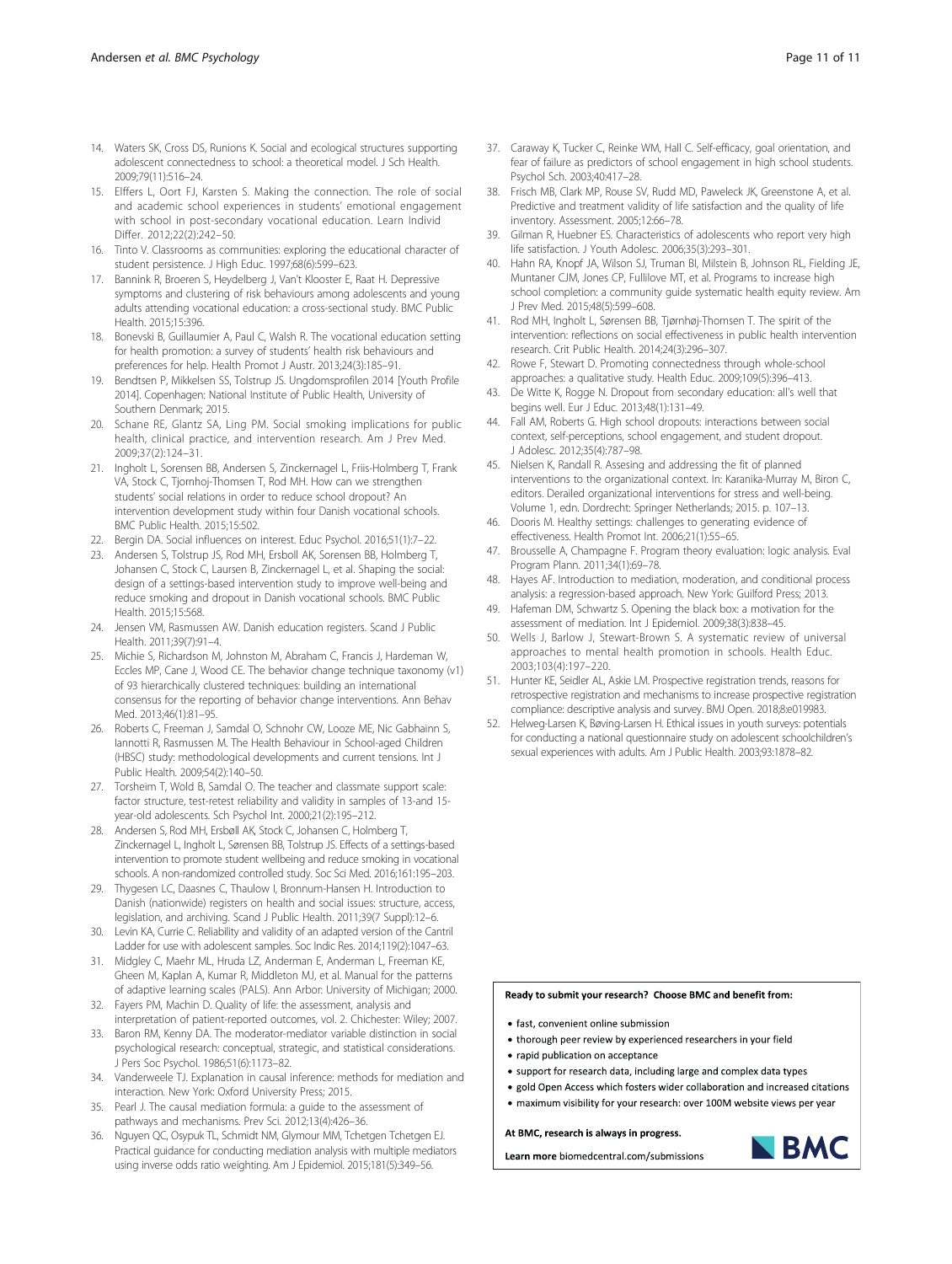14. Waters SK, Cross DS, Runions K. Social and ecological structures supporting adolescent connectedness to school: a theoretical model. J Sch Health. 2009;79(11):516–24.
15. Elffers L, Oort FJ, Karsten S. Making the connection. The role of social and academic school experiences in students' emotional engagement with school in post-secondary vocational education. Learn Individ Differ. 2012;22(2):242–50.
16. Tinto V. Classrooms as communities: exploring the educational character of student persistence. J High Educ. 1997;68(6):599–623.
17. Bannink R, Broeren S, Heydelberg J, Van't Klooster E, Raat H. Depressive symptoms and clustering of risk behaviours among adolescents and young adults attending vocational education: a cross-sectional study. BMC Public Health. 2015;15:396.
18. Bonevski B, Guillaumier A, Paul C, Walsh R. The vocational education setting for health promotion: a survey of students' health risk behaviours and preferences for help. Health Promot J Austr. 2013;24(3):185–91.
19. Bendtsen P, Mikkelsen SS, Tolstrup JS. Ungdomsprofilen 2014 [Youth Profile 2014]. Copenhagen: National Institute of Public Health, University of Southern Denmark; 2015.
20. Schane RE, Glantz SA, Ling PM. Social smoking implications for public health, clinical practice, and intervention research. Am J Prev Med. 2009;37(2):124–31.
21. Ingholt L, Sorensen BB, Andersen S, Zinckernagel L, Friis-Holmberg T, Frank VA, Stock C, Tjornhoj-Thomsen T, Rod MH. How can we strengthen students' social relations in order to reduce school dropout? An intervention development study within four Danish vocational schools. BMC Public Health. 2015;15:502.
22. Bergin DA. Social influences on interest. Educ Psychol. 2016;51(1):7–22.
23. Andersen S, Tolstrup JS, Rod MH, Ersboll AK, Sorensen BB, Holmberg T, Johansen C, Stock C, Laursen B, Zinckernagel L, et al. Shaping the social: design of a settings-based intervention study to improve well-being and reduce smoking and dropout in Danish vocational schools. BMC Public Health. 2015;15:568.
24. Jensen VM, Rasmussen AW. Danish education registers. Scand J Public Health. 2011;39(7):91–4.
25. Michie S, Richardson M, Johnston M, Abraham C, Francis J, Hardeman W, Eccles MP, Cane J, Wood CE. The behavior change technique taxonomy (v1) of 93 hierarchically clustered techniques: building an international consensus for the reporting of behavior change interventions. Ann Behav Med. 2013;46(1):81–95.
26. Roberts C, Freeman J, Samdal O, Schnohr CW, Looze ME, Nic Gabhainn S, Iannotti R, Rasmussen M. The Health Behaviour in School-aged Children (HBSC) study: methodological developments and current tensions. Int J Public Health. 2009;54(2):140–50.
27. Torsheim T, Wold B, Samdal O. The teacher and classmate support scale: factor structure, test-retest reliability and validity in samples of 13-and 15-year-old adolescents. Sch Psychol Int. 2000;21(2):195–212.
28. Andersen S, Rod MH, Ersbøll AK, Stock C, Johansen C, Holmberg T, Zinckernagel L, Ingholt L, Sørensen BB, Tolstrup JS. Effects of a settings-based intervention to promote student wellbeing and reduce smoking in vocational schools. A non-randomized controlled study. Soc Sci Med. 2016;161:195–203.
29. Thygesen LC, Daasnes C, Thaulow I, Bronnum-Hansen H. Introduction to Danish (nationwide) registers on health and social issues: structure, access, legislation, and archiving. Scand J Public Health. 2011;39(7 Suppl):12–6.
30. Levin KA, Currie C. Reliability and validity of an adapted version of the Cantril Ladder for use with adolescent samples. Soc Indic Res. 2014;119(2):1047–63.
31. Midgley C, Maehr ML, Hruda LZ, Anderman E, Anderman L, Freeman KE, Gheen M, Kaplan A, Kumar R, Middleton MJ, et al. Manual for the patterns of adaptive learning scales (PALS). Ann Arbor: University of Michigan; 2000.
32. Fayers PM, Machin D. Quality of life: the assessment, analysis and interpretation of patient-reported outcomes, vol. 2. Chichester: Wiley; 2007.
33. Baron RM, Kenny DA. The moderator-mediator variable distinction in social psychological research: conceptual, strategic, and statistical considerations. J Pers Soc Psychol. 1986;51(6):1173–82.
34. Vanderweele TJ. Explanation in causal inference: methods for mediation and interaction. New York: Oxford University Press; 2015.
35. Pearl J. The causal mediation formula: a guide to the assessment of pathways and mechanisms. Prev Sci. 2012;13(4):426–36.
36. Nguyen QC, Osypuk TL, Schmidt NM, Glymour MM, Tchetgen Tchetgen EJ. Practical guidance for conducting mediation analysis with multiple mediators using inverse odds ratio weighting. Am J Epidemiol. 2015;181(5):349–56.
37. Caraway K, Tucker C, Reinke WM, Hall C. Self-efficacy, goal orientation, and fear of failure as predictors of school engagement in high school students. Psychol Sch. 2003;40:417–28.
38. Frisch MB, Clark MP, Rouse SV, Rudd MD, Paweleck JK, Greenstone A, et al. Predictive and treatment validity of life satisfaction and the quality of life inventory. Assessment. 2005;12:66–78.
39. Gilman R, Huebner ES. Characteristics of adolescents who report very high life satisfaction. J Youth Adolesc. 2006;35(3):293–301.
40. Hahn RA, Knopf JA, Wilson SJ, Truman BI, Milstein B, Johnson RL, Fielding JE, Muntaner CJM, Jones CP, Fullilove MT, et al. Programs to increase high school completion: a community guide systematic health equity review. Am J Prev Med. 2015;48(5):599–608.
41. Rod MH, Ingholt L, Sørensen BB, Tjørnhøj-Thomsen T. The spirit of the intervention: reflections on social effectiveness in public health intervention research. Crit Public Health. 2014;24(3):296–307.
42. Rowe F, Stewart D. Promoting connectedness through whole-school approaches: a qualitative study. Health Educ. 2009;109(5):396–413.
43. De Witte K, Rogge N. Dropout from secondary education: all's well that begins well. Eur J Educ. 2013;48(1):131–49.
44. Fall AM, Roberts G. High school dropouts: interactions between social context, self-perceptions, school engagement, and student dropout. J Adolesc. 2012;35(4):787–98.
45. Nielsen K, Randall R. Assesing and addressing the fit of planned interventions to the organizational context. In: Karanika-Murray M, Biron C, editors. Derailed organizational interventions for stress and well-being. Volume 1, edn. Dordrecht: Springer Netherlands; 2015. p. 107–13.
46. Dooris M. Healthy settings: challenges to generating evidence of effectiveness. Health Promot Int. 2006;21(1):55–65.
47. Brousselle A, Champagne F. Program theory evaluation: logic analysis. Eval Program Plann. 2011;34(1):69–78.
48. Hayes AF. Introduction to mediation, moderation, and conditional process analysis: a regression-based approach. New York: Guilford Press; 2013.
49. Hafeman DM, Schwartz S. Opening the black box: a motivation for the assessment of mediation. Int J Epidemiol. 2009;38(3):838–45.
50. Wells J, Barlow J, Stewart-Brown S. A systematic review of universal approaches to mental health promotion in schools. Health Educ. 2003;103(4):197–220.
51. Hunter KE, Seidler AL, Askie LM. Prospective registration trends, reasons for retrospective registration and mechanisms to increase prospective registration compliance: descriptive analysis and survey. BMJ Open. 2018;8:e019983.
52. Helweg-Larsen K, Bøving-Larsen H. Ethical issues in youth surveys: potentials for conducting a national questionnaire study on adolescent schoolchildren's sexual experiences with adults. Am J Public Health. 2003;93:1878–82.

**Ready to submit your research? Choose BMC and benefit from:**

- fast, convenient online submission
- thorough peer review by experienced researchers in your field
- rapid publication on acceptance
- support for research data, including large and complex data types
- gold Open Access which fosters wider collaboration and increased citations
- maximum visibility for your research: over 100M website views per year

**At BMC, research is always in progress.**

**Learn more** biomedcentral.com/submissions

BMC